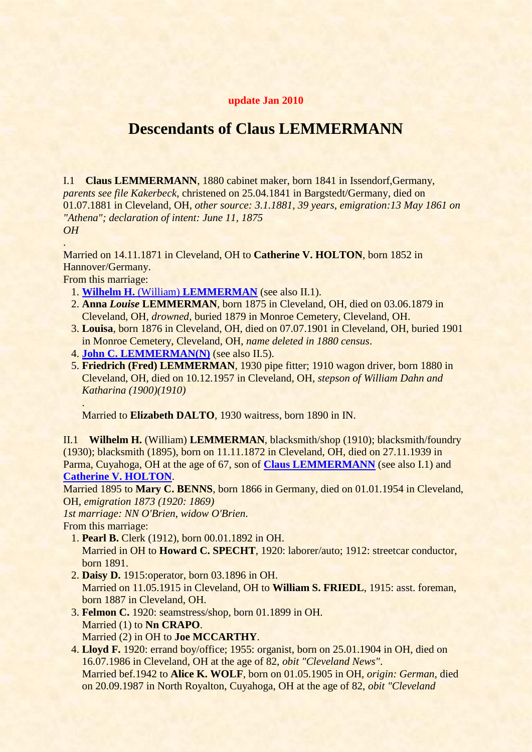**update Jan 2010**

# Descendants of Claus LEMMERMANN

I.1 **Claus LEMMERMANN**, 1880 cabinet maker, born 1841 in Issendorf,Germany, *parents see file Kakerbeck*, christened on 25.04.1841 in Bargstedt/Germany, died on 01.07.1881 in Cleveland, OH, *other source: 3.1.1881, 39 years, emigration:13 May 1861 on "Athena"; declaration of intent: June 11, 1875 OH*

.

Married on 14.11.1871 in Cleveland, OH to **Catherine V. HOLTON**, born 1852 in Hannover/Germany.

From this marriage:

1. **Wilhelm H.** (William) **LEMMERMAN** (see also II.1).
2. **Anna** ***Louise*** **LEMMERMAN**, born 1875 in Cleveland, OH, died on 03.06.1879 in Cleveland, OH, *drowned*, buried 1879 in Monroe Cemetery, Cleveland, OH.
3. **Louisa**, born 1876 in Cleveland, OH, died on 07.07.1901 in Cleveland, OH, buried 1901 in Monroe Cemetery, Cleveland, OH, *name deleted in 1880 census*.
4. **John C. LEMMERMAN(N)** (see also II.5).
5. **Friedrich (Fred) LEMMERMAN**, 1930 pipe fitter; 1910 wagon driver, born 1880 in Cleveland, OH, died on 10.12.1957 in Cleveland, OH, *stepson of William Dahn and Katharina (1900)(1910)*

   .

   Married to **Elizabeth DALTO**, 1930 waitress, born 1890 in IN.

II.1 **Wilhelm H.** (William) **LEMMERMAN**, blacksmith/shop (1910); blacksmith/foundry (1930); blacksmith (1895), born on 11.11.1872 in Cleveland, OH, died on 27.11.1939 in Parma, Cuyahoga, OH at the age of 67, son of **Claus LEMMERMANN** (see also I.1) and **Catherine V. HOLTON**.

Married 1895 to **Mary C. BENNS**, born 1866 in Germany, died on 01.01.1954 in Cleveland, OH, *emigration 1873 (1920: 1869)*

*1st marriage: NN O'Brien, widow O'Brien*.

From this marriage:

1. **Pearl B.** Clerk (1912), born 00.01.1892 in OH.
   Married in OH to **Howard C. SPECHT**, 1920: laborer/auto; 1912: streetcar conductor, born 1891.
2. **Daisy D.** 1915:operator, born 03.1896 in OH.
   Married on 11.05.1915 in Cleveland, OH to **William S. FRIEDL**, 1915: asst. foreman, born 1887 in Cleveland, OH.
3. **Felmon C.** 1920: seamstress/shop, born 01.1899 in OH.
   Married (1) to **Nn CRAPO**.
   Married (2) in OH to **Joe MCCARTHY**.
4. **Lloyd F.** 1920: errand boy/office; 1955: organist, born on 25.01.1904 in OH, died on 16.07.1986 in Cleveland, OH at the age of 82, *obit "Cleveland News"*.
   Married bef.1942 to **Alice K. WOLF**, born on 01.05.1905 in OH, *origin: German*, died on 20.09.1987 in North Royalton, Cuyahoga, OH at the age of 82, *obit "Cleveland*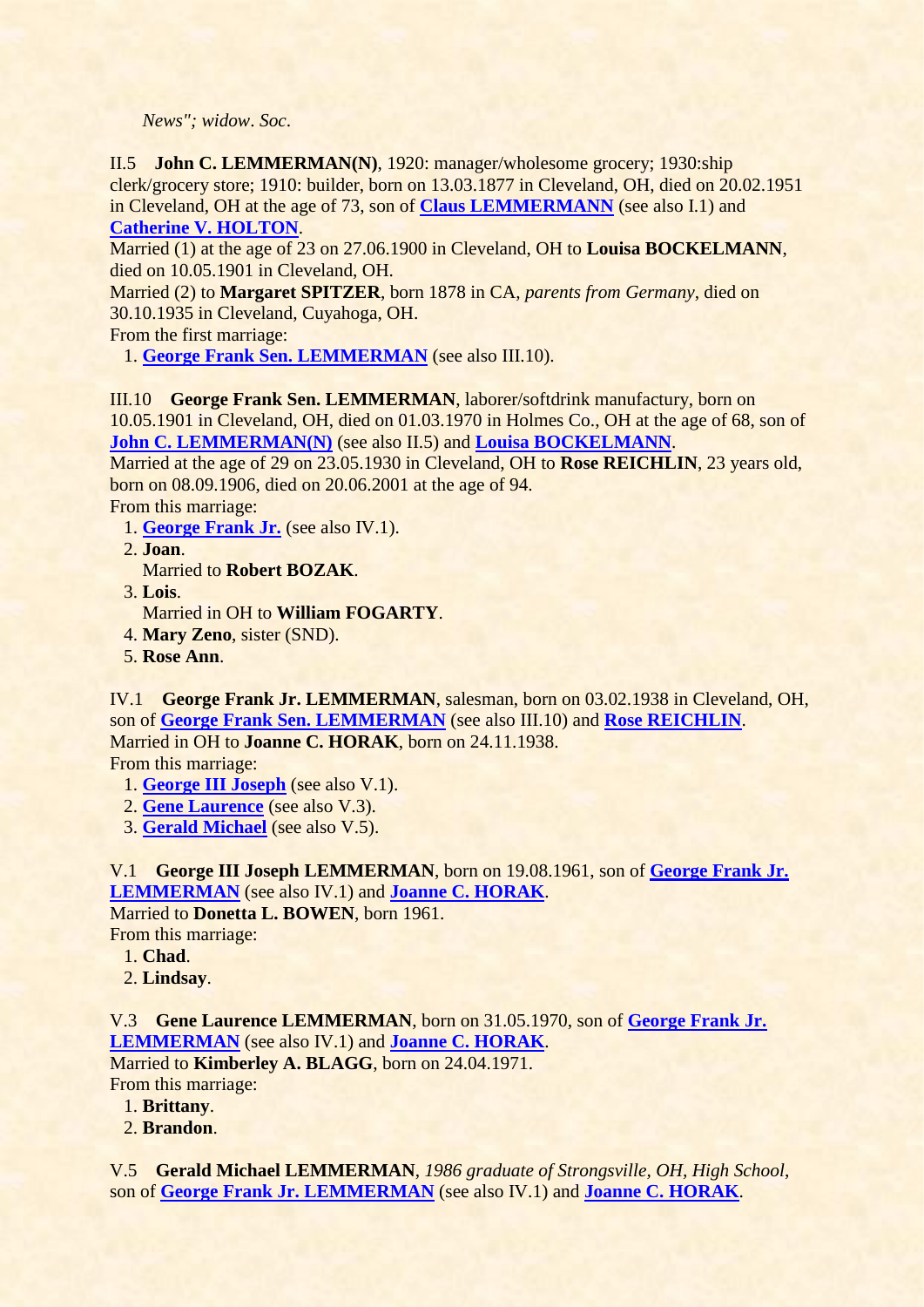*News"; widow. Soc.*

II.5 **John C. LEMMERMAN(N)**, 1920: manager/wholesome grocery; 1930:ship clerk/grocery store; 1910: builder, born on 13.03.1877 in Cleveland, OH, died on 20.02.1951 in Cleveland, OH at the age of 73, son of **Claus LEMMERMANN** (see also I.1) and **Catherine V. HOLTON**.
Married (1) at the age of 23 on 27.06.1900 in Cleveland, OH to **Louisa BOCKELMANN**, died on 10.05.1901 in Cleveland, OH.
Married (2) to **Margaret SPITZER**, born 1878 in CA, *parents from Germany*, died on 30.10.1935 in Cleveland, Cuyahoga, OH.
From the first marriage:

1. **George Frank Sen. LEMMERMAN** (see also III.10).

III.10 **George Frank Sen. LEMMERMAN**, laborer/softdrink manufactury, born on 10.05.1901 in Cleveland, OH, died on 01.03.1970 in Holmes Co., OH at the age of 68, son of **John C. LEMMERMAN(N)** (see also II.5) and **Louisa BOCKELMANN**.
Married at the age of 29 on 23.05.1930 in Cleveland, OH to **Rose REICHLIN**, 23 years old, born on 08.09.1906, died on 20.06.2001 at the age of 94.
From this marriage:

1. **George Frank Jr.** (see also IV.1).
2. **Joan**.
   Married to **Robert BOZAK**.
3. **Lois**.
   Married in OH to **William FOGARTY**.
4. **Mary Zeno**, sister (SND).
5. **Rose Ann**.

IV.1 **George Frank Jr. LEMMERMAN**, salesman, born on 03.02.1938 in Cleveland, OH, son of **George Frank Sen. LEMMERMAN** (see also III.10) and **Rose REICHLIN**.
Married in OH to **Joanne C. HORAK**, born on 24.11.1938.
From this marriage:

1. **George III Joseph** (see also V.1).
2. **Gene Laurence** (see also V.3).
3. **Gerald Michael** (see also V.5).

V.1 **George III Joseph LEMMERMAN**, born on 19.08.1961, son of **George Frank Jr. LEMMERMAN** (see also IV.1) and **Joanne C. HORAK**.
Married to **Donetta L. BOWEN**, born 1961.
From this marriage:

1. **Chad**.
2. **Lindsay**.

V.3 **Gene Laurence LEMMERMAN**, born on 31.05.1970, son of **George Frank Jr. LEMMERMAN** (see also IV.1) and **Joanne C. HORAK**.
Married to **Kimberley A. BLAGG**, born on 24.04.1971.
From this marriage:

1. **Brittany**.
2. **Brandon**.

V.5 **Gerald Michael LEMMERMAN**, *1986 graduate of Strongsville, OH, High School*, son of **George Frank Jr. LEMMERMAN** (see also IV.1) and **Joanne C. HORAK**.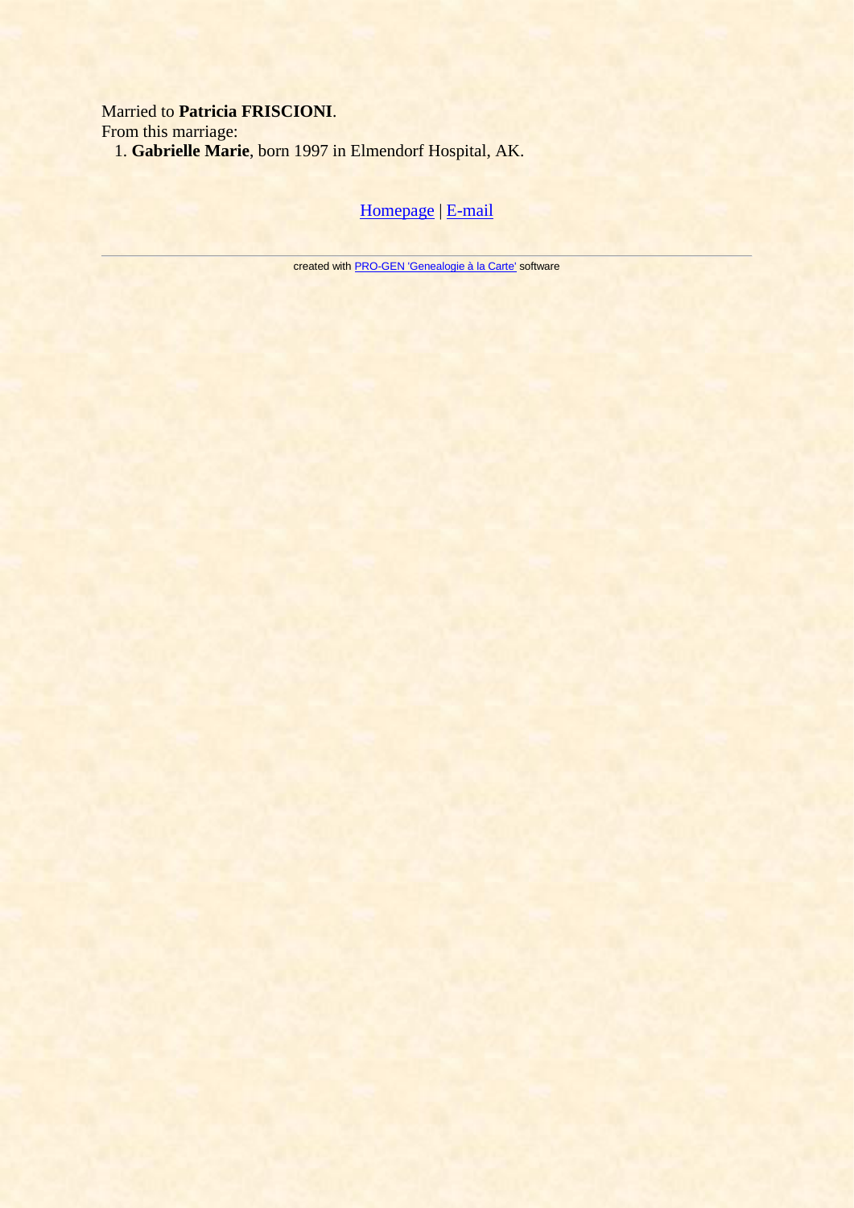Married to **Patricia FRISCIONI**.
From this marriage:

1. **Gabrielle Marie**, born 1997 in Elmendorf Hospital, AK.

Homepage | E-mail

---

created with PRO-GEN 'Genealogie à la Carte' software